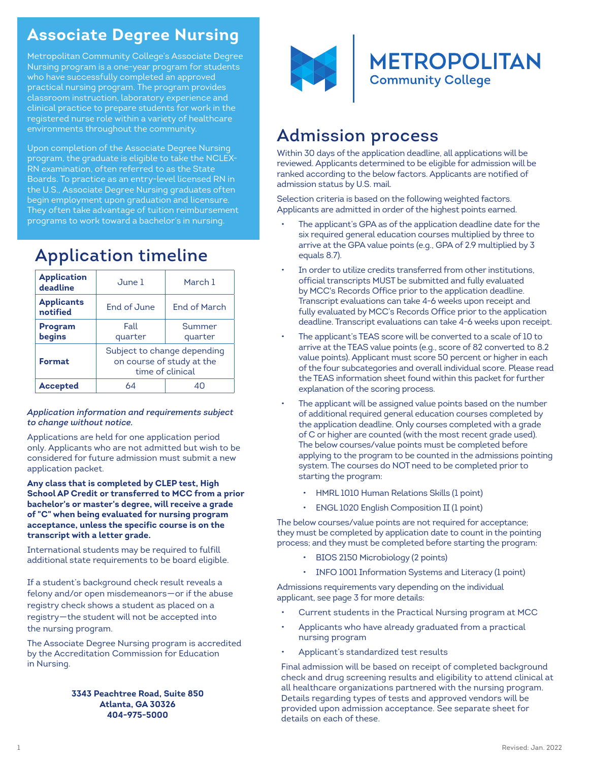# Associate Degree Nursing

Metropolitan Community College's Associate Degree Nursing program is a one-year program for students who have successfully completed an approved practical nursing program. The program provides classroom instruction, laboratory experience and clinical practice to prepare students for work in the registered nurse role within a variety of healthcare environments throughout the community.

Upon completion of the Associate Degree Nursing program, the graduate is eligible to take the NCLEX-RN examination, often referred to as the State Boards. To practice as an entry-level licensed RN in the U.S., Associate Degree Nursing graduates often begin employment upon graduation and licensure. They often take advantage of tuition reimbursement programs to work toward a bachelor's in nursing.

## Application timeline

| **Application deadline** | June 1 | March 1 |
|---|---|---|
| **Applicants notified** | End of June | End of March |
| **Program begins** | Fall quarter | Summer quarter |
| **Format** | Subject to change depending on course of study at the time of clinical | |
| **Accepted** | 64 | 40 |

***Application information and requirements subject to change without notice.***

Applications are held for one application period only. Applicants who are not admitted but wish to be considered for future admission must submit a new application packet.

**Any class that is completed by CLEP test, High School AP Credit or transferred to MCC from a prior bachelor's or master's degree, will receive a grade of "C" when being evaluated for nursing program acceptance, unless the specific course is on the transcript with a letter grade.**

International students may be required to fulfill additional state requirements to be board eligible.

If a student's background check result reveals a felony and/or open misdemeanors—or if the abuse registry check shows a student as placed on a registry—the student will not be accepted into the nursing program.

The Associate Degree Nursing program is accredited by the Accreditation Commission for Education in Nursing.

**3343 Peachtree Road, Suite 850**
**Atlanta, GA 30326**
**404-975-5000**

METROPOLITAN Community College

## Admission process

Within 30 days of the application deadline, all applications will be reviewed. Applicants determined to be eligible for admission will be ranked according to the below factors. Applicants are notified of admission status by U.S. mail.

Selection criteria is based on the following weighted factors. Applicants are admitted in order of the highest points earned.

- The applicant's GPA as of the application deadline date for the six required general education courses multiplied by three to arrive at the GPA value points (e.g., GPA of 2.9 multiplied by 3 equals 8.7).
- In order to utilize credits transferred from other institutions, official transcripts MUST be submitted and fully evaluated by MCC's Records Office prior to the application deadline. Transcript evaluations can take 4-6 weeks upon receipt and fully evaluated by MCC's Records Office prior to the application deadline. Transcript evaluations can take 4-6 weeks upon receipt.
- The applicant's TEAS score will be converted to a scale of 10 to arrive at the TEAS value points (e.g., score of 82 converted to 8.2 value points). Applicant must score 50 percent or higher in each of the four subcategories and overall individual score. Please read the TEAS information sheet found within this packet for further explanation of the scoring process.
- The applicant will be assigned value points based on the number of additional required general education courses completed by the application deadline. Only courses completed with a grade of C or higher are counted (with the most recent grade used). The below courses/value points must be completed before applying to the program to be counted in the admissions pointing system. The courses do NOT need to be completed prior to starting the program:
  - HMRL 1010 Human Relations Skills (1 point)
  - ENGL 1020 English Composition II (1 point)

The below courses/value points are not required for acceptance; they must be completed by application date to count in the pointing process; and they must be completed before starting the program:

- BIOS 2150 Microbiology (2 points)
- INFO 1001 Information Systems and Literacy (1 point)

Admissions requirements vary depending on the individual applicant, see page 3 for more details:

- Current students in the Practical Nursing program at MCC
- Applicants who have already graduated from a practical nursing program
- Applicant's standardized test results

Final admission will be based on receipt of completed background check and drug screening results and eligibility to attend clinical at all healthcare organizations partnered with the nursing program. Details regarding types of tests and approved vendors will be provided upon admission acceptance. See separate sheet for details on each of these.

Revised: Jan. 2022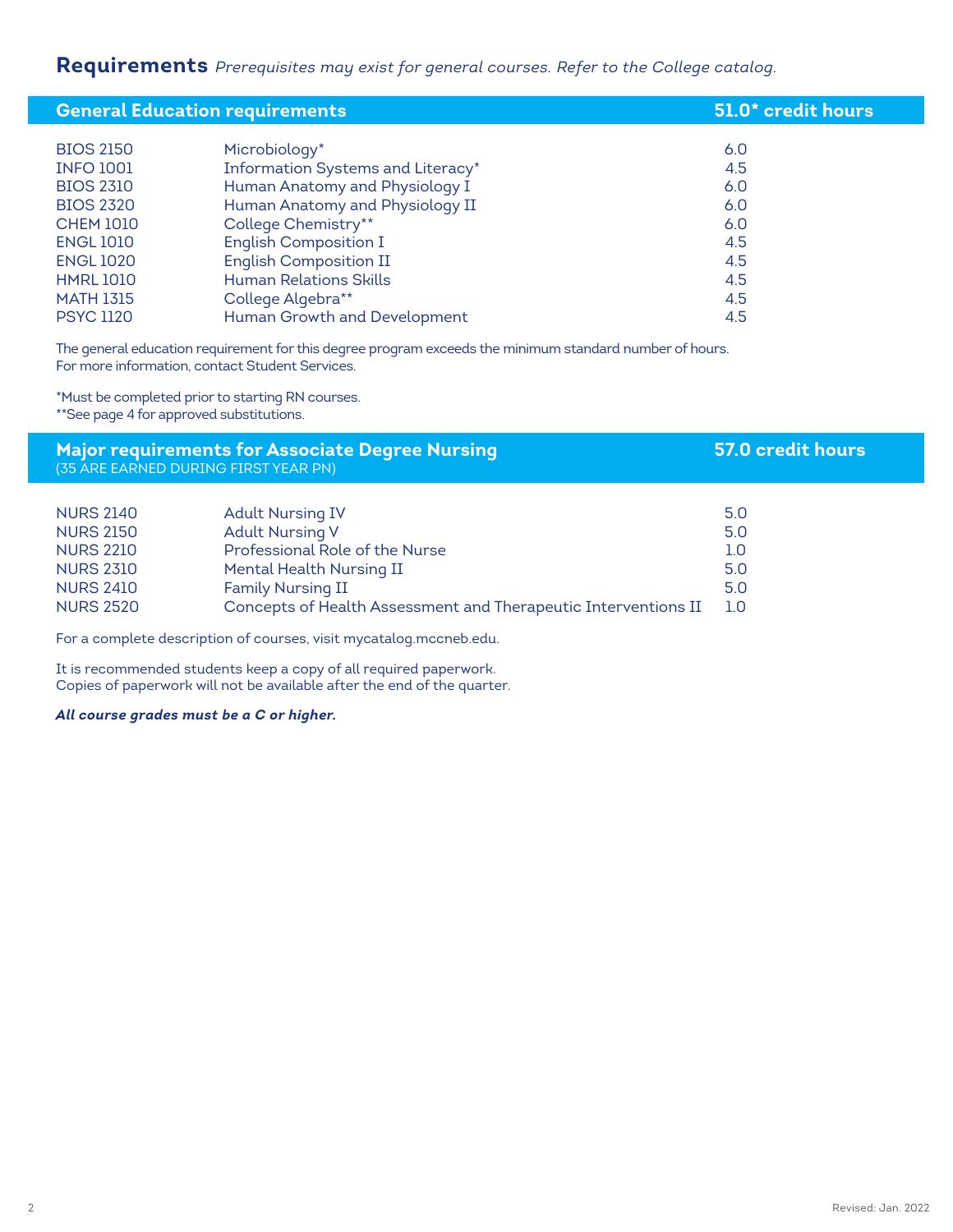## Requirements *Prerequisites may exist for general courses. Refer to the College catalog.*

### General Education requirements — 51.0* credit hours

| Course | Title | Credit Hours |
|---|---|---|
| BIOS 2150 | Microbiology* | 6.0 |
| INFO 1001 | Information Systems and Literacy* | 4.5 |
| BIOS 2310 | Human Anatomy and Physiology I | 6.0 |
| BIOS 2320 | Human Anatomy and Physiology II | 6.0 |
| CHEM 1010 | College Chemistry** | 6.0 |
| ENGL 1010 | English Composition I | 4.5 |
| ENGL 1020 | English Composition II | 4.5 |
| HMRL 1010 | Human Relations Skills | 4.5 |
| MATH 1315 | College Algebra** | 4.5 |
| PSYC 1120 | Human Growth and Development | 4.5 |

The general education requirement for this degree program exceeds the minimum standard number of hours. For more information, contact Student Services.

*Must be completed prior to starting RN courses.
**See page 4 for approved substitutions.

### Major requirements for Associate Degree Nursing — 57.0 credit hours
(35 ARE EARNED DURING FIRST YEAR PN)

| Course | Title | Credit Hours |
|---|---|---|
| NURS 2140 | Adult Nursing IV | 5.0 |
| NURS 2150 | Adult Nursing V | 5.0 |
| NURS 2210 | Professional Role of the Nurse | 1.0 |
| NURS 2310 | Mental Health Nursing II | 5.0 |
| NURS 2410 | Family Nursing II | 5.0 |
| NURS 2520 | Concepts of Health Assessment and Therapeutic Interventions II | 1.0 |

For a complete description of courses, visit mycatalog.mccneb.edu.

It is recommended students keep a copy of all required paperwork.
Copies of paperwork will not be available after the end of the quarter.

***All course grades must be a C or higher.***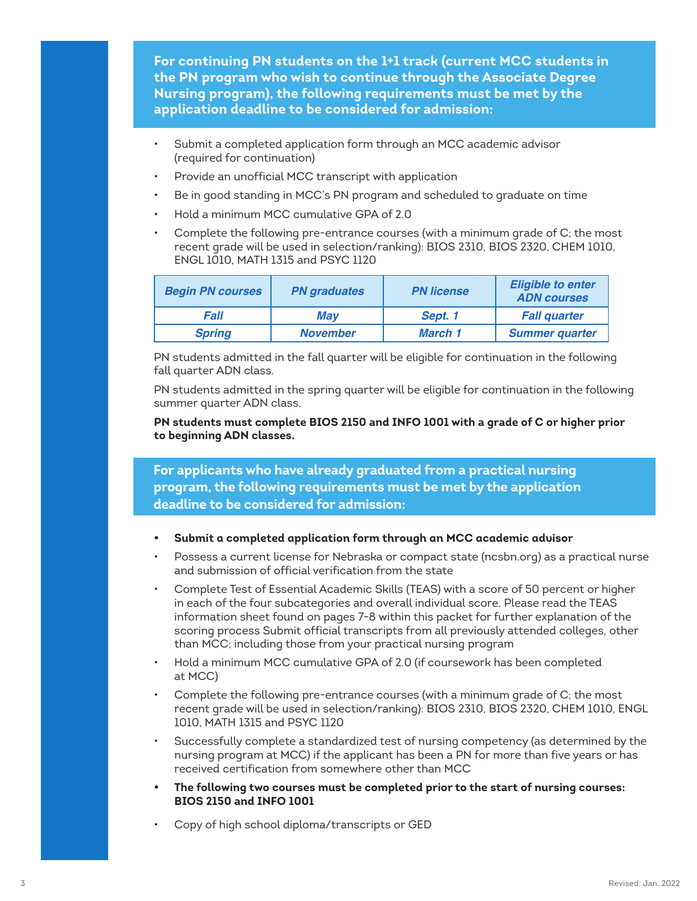## For continuing PN students on the 1+1 track (current MCC students in the PN program who wish to continue through the Associate Degree Nursing program), the following requirements must be met by the application deadline to be considered for admission:

- Submit a completed application form through an MCC academic advisor (required for continuation)
- Provide an unofficial MCC transcript with application
- Be in good standing in MCC's PN program and scheduled to graduate on time
- Hold a minimum MCC cumulative GPA of 2.0
- Complete the following pre-entrance courses (with a minimum grade of C; the most recent grade will be used in selection/ranking): BIOS 2310, BIOS 2320, CHEM 1010, ENGL 1010, MATH 1315 and PSYC 1120

| *Begin PN courses* | *PN graduates* | *PN license* | *Eligible to enter ADN courses* |
|---|---|---|---|
| *Fall* | *May* | *Sept. 1* | *Fall quarter* |
| *Spring* | *November* | *March 1* | *Summer quarter* |

PN students admitted in the fall quarter will be eligible for continuation in the following fall quarter ADN class.

PN students admitted in the spring quarter will be eligible for continuation in the following summer quarter ADN class.

**PN students must complete BIOS 2150 and INFO 1001 with a grade of C or higher prior to beginning ADN classes.**

## For applicants who have already graduated from a practical nursing program, the following requirements must be met by the application deadline to be considered for admission:

- **Submit a completed application form through an MCC academic advisor**
- Possess a current license for Nebraska or compact state (ncsbn.org) as a practical nurse and submission of official verification from the state
- Complete Test of Essential Academic Skills (TEAS) with a score of 50 percent or higher in each of the four subcategories and overall individual score. Please read the TEAS information sheet found on pages 7-8 within this packet for further explanation of the scoring process Submit official transcripts from all previously attended colleges, other than MCC; including those from your practical nursing program
- Hold a minimum MCC cumulative GPA of 2.0 (if coursework has been completed at MCC)
- Complete the following pre-entrance courses (with a minimum grade of C; the most recent grade will be used in selection/ranking): BIOS 2310, BIOS 2320, CHEM 1010, ENGL 1010, MATH 1315 and PSYC 1120
- Successfully complete a standardized test of nursing competency (as determined by the nursing program at MCC) if the applicant has been a PN for more than five years or has received certification from somewhere other than MCC
- **The following two courses must be completed prior to the start of nursing courses: BIOS 2150 and INFO 1001**
- Copy of high school diploma/transcripts or GED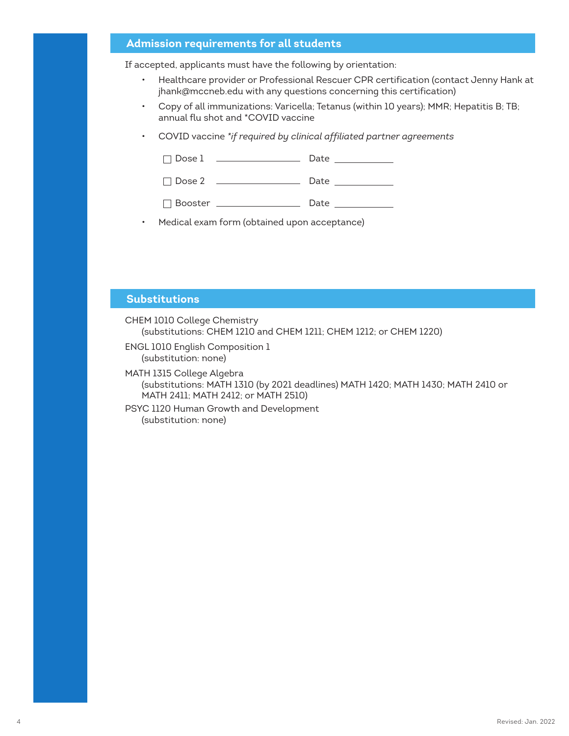## Admission requirements for all students

If accepted, applicants must have the following by orientation:

- Healthcare provider or Professional Rescuer CPR certification (contact Jenny Hank at jhank@mccneb.edu with any questions concerning this certification)
- Copy of all immunizations: Varicella; Tetanus (within 10 years); MMR; Hepatitis B; TB; annual flu shot and *COVID vaccine
- COVID vaccine *\*if required by clinical affiliated partner agreements*

  ☐ Dose 1 ________________ Date ____________

  ☐ Dose 2 ________________ Date ____________

  ☐ Booster ________________ Date ____________

- Medical exam form (obtained upon acceptance)

## Substitutions

CHEM 1010 College Chemistry
(substitutions: CHEM 1210 and CHEM 1211; CHEM 1212; or CHEM 1220)

ENGL 1010 English Composition 1
(substitution: none)

MATH 1315 College Algebra
(substitutions: MATH 1310 (by 2021 deadlines) MATH 1420; MATH 1430; MATH 2410 or MATH 2411; MATH 2412; or MATH 2510)

PSYC 1120 Human Growth and Development
(substitution: none)

Revised: Jan. 2022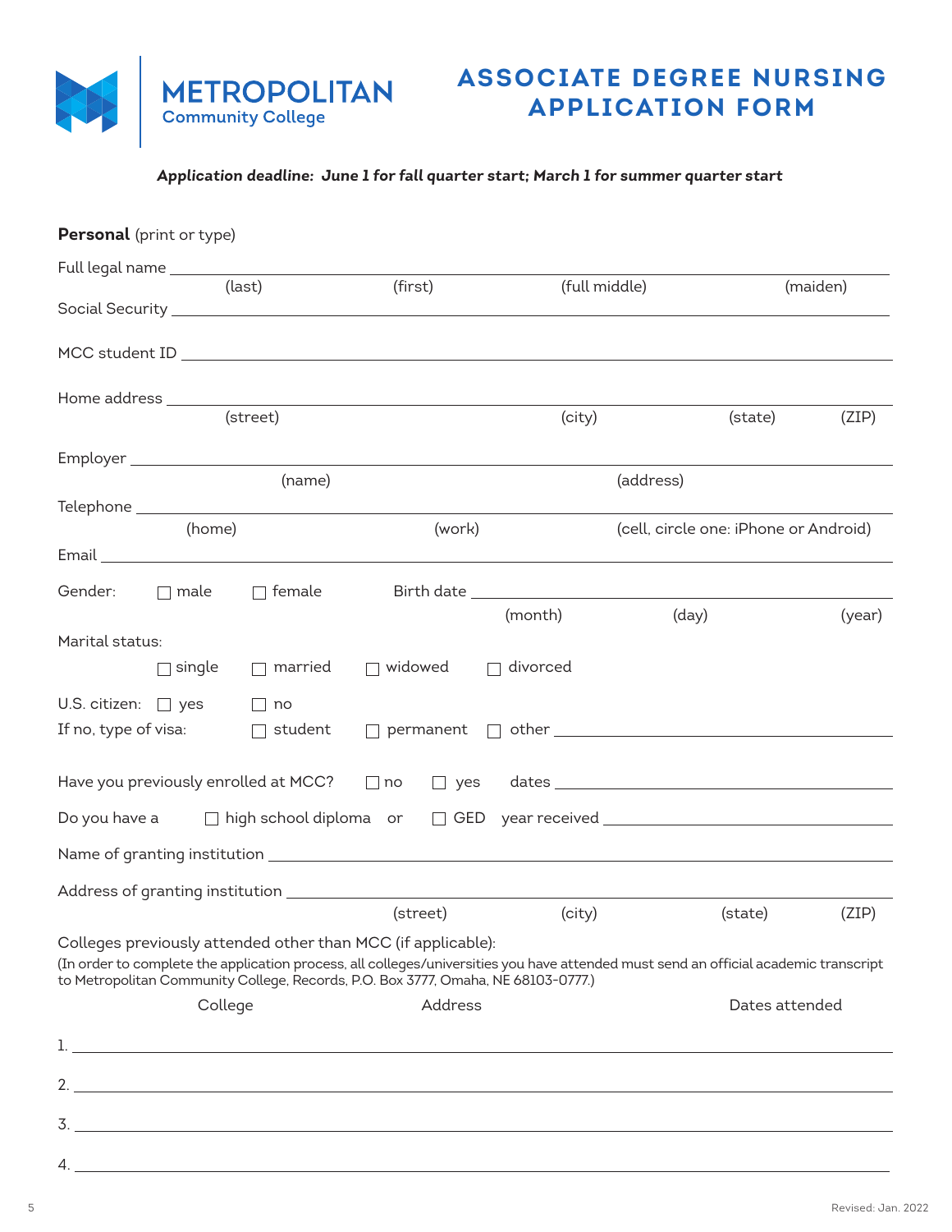METROPOLITAN
Community College

# ASSOCIATE DEGREE NURSING APPLICATION FORM

***Application deadline: June 1 for fall quarter start; March 1 for summer quarter start***

**Personal** (print or type)

Full legal name ______________________________________________
(last) (first) (full middle) (maiden)

Social Security ______________________________________________

MCC student ID ______________________________________________

Home address ______________________________________________
(street) (city) (state) (ZIP)

Employer ______________________________________________
(name) (address)

Telephone ______________________________________________
(home) (work) (cell, circle one: iPhone or Android)

Email ______________________________________________

Gender: ☐ male ☐ female Birth date ______________________
(month) (day) (year)

Marital status:

☐ single ☐ married ☐ widowed ☐ divorced

U.S. citizen: ☐ yes ☐ no

If no, type of visa: ☐ student ☐ permanent ☐ other ______________________

Have you previously enrolled at MCC? ☐ no ☐ yes dates ______________________

Do you have a ☐ high school diploma or ☐ GED year received ______________________

Name of granting institution ______________________________________________

Address of granting institution ______________________________________________
(street) (city) (state) (ZIP)

Colleges previously attended other than MCC (if applicable):

(In order to complete the application process, all colleges/universities you have attended must send an official academic transcript to Metropolitan Community College, Records, P.O. Box 3777, Omaha, NE 68103-0777.)

| | College | Address | Dates attended |
|---|---|---|---|
| 1. | | | |
| 2. | | | |
| 3. | | | |
| 4. | | | |

Revised: Jan. 2022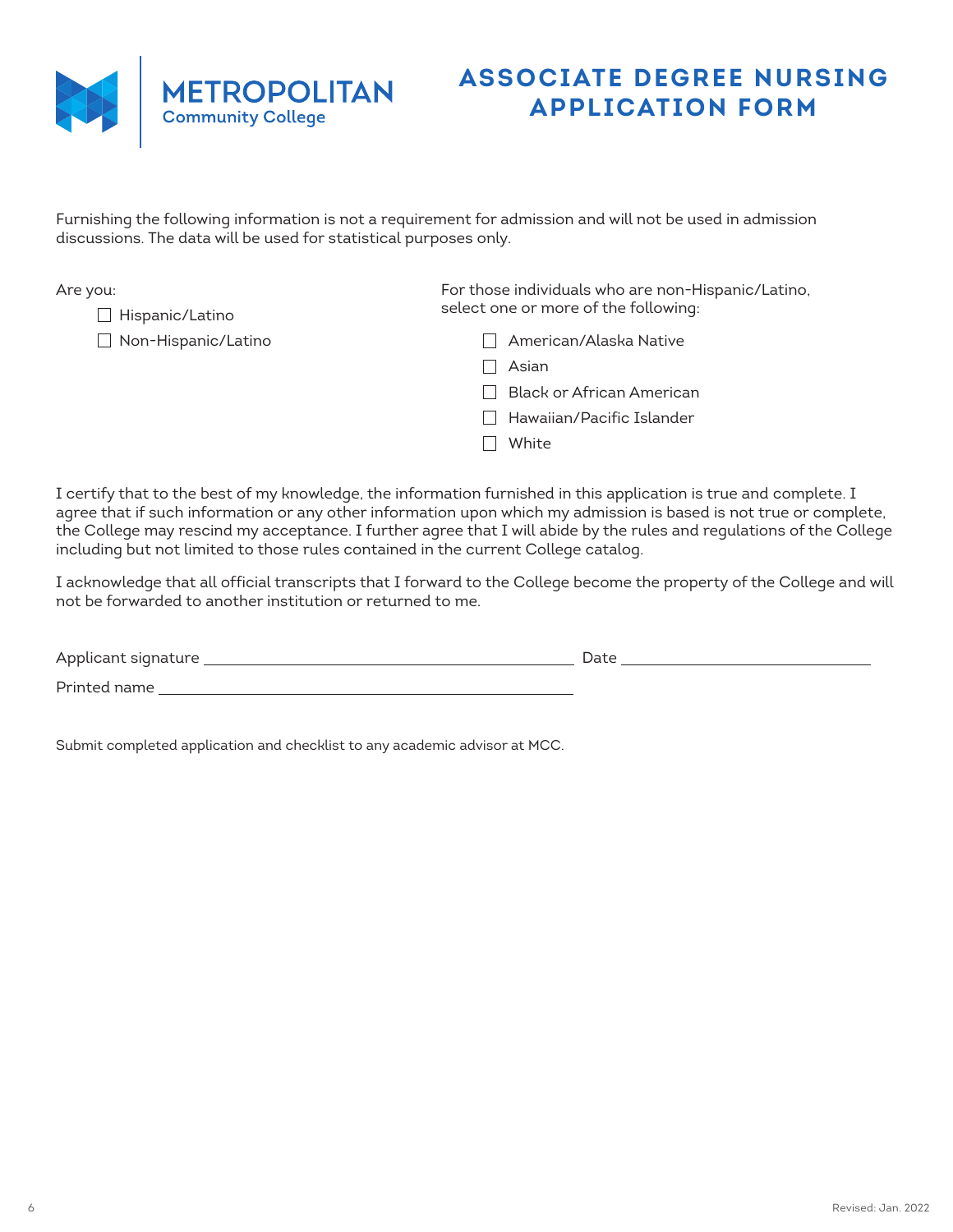METROPOLITAN
Community College

# ASSOCIATE DEGREE NURSING APPLICATION FORM

Furnishing the following information is not a requirement for admission and will not be used in admission discussions. The data will be used for statistical purposes only.

Are you:

- ☐ Hispanic/Latino
- ☐ Non-Hispanic/Latino

For those individuals who are non-Hispanic/Latino, select one or more of the following:

- ☐ American/Alaska Native
- ☐ Asian
- ☐ Black or African American
- ☐ Hawaiian/Pacific Islander
- ☐ White

I certify that to the best of my knowledge, the information furnished in this application is true and complete. I agree that if such information or any other information upon which my admission is based is not true or complete, the College may rescind my acceptance. I further agree that I will abide by the rules and regulations of the College including but not limited to those rules contained in the current College catalog.

I acknowledge that all official transcripts that I forward to the College become the property of the College and will not be forwarded to another institution or returned to me.

Applicant signature ______________________________ Date ____________________

Printed name ______________________________

Submit completed application and checklist to any academic advisor at MCC.

Revised: Jan. 2022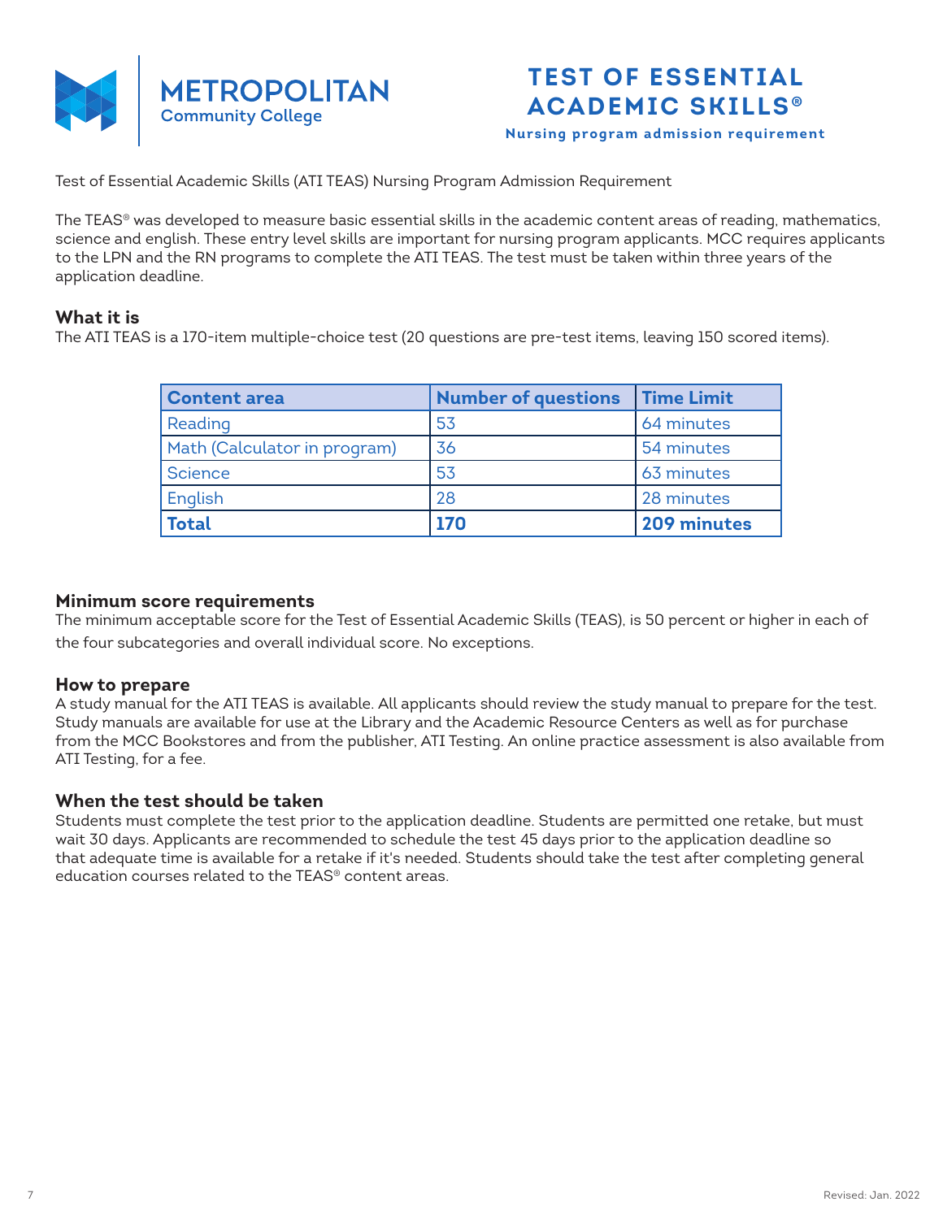# TEST OF ESSENTIAL ACADEMIC SKILLS®

**Nursing program admission requirement**

Test of Essential Academic Skills (ATI TEAS) Nursing Program Admission Requirement

The TEAS® was developed to measure basic essential skills in the academic content areas of reading, mathematics, science and english. These entry level skills are important for nursing program applicants. MCC requires applicants to the LPN and the RN programs to complete the ATI TEAS. The test must be taken within three years of the application deadline.

## What it is

The ATI TEAS is a 170-item multiple-choice test (20 questions are pre-test items, leaving 150 scored items).

| Content area | Number of questions | Time Limit |
|---|---|---|
| Reading | 53 | 64 minutes |
| Math (Calculator in program) | 36 | 54 minutes |
| Science | 53 | 63 minutes |
| English | 28 | 28 minutes |
| **Total** | **170** | **209 minutes** |

## Minimum score requirements

The minimum acceptable score for the Test of Essential Academic Skills (TEAS), is 50 percent or higher in each of the four subcategories and overall individual score. No exceptions.

## How to prepare

A study manual for the ATI TEAS is available. All applicants should review the study manual to prepare for the test. Study manuals are available for use at the Library and the Academic Resource Centers as well as for purchase from the MCC Bookstores and from the publisher, ATI Testing. An online practice assessment is also available from ATI Testing, for a fee.

## When the test should be taken

Students must complete the test prior to the application deadline. Students are permitted one retake, but must wait 30 days. Applicants are recommended to schedule the test 45 days prior to the application deadline so that adequate time is available for a retake if it's needed. Students should take the test after completing general education courses related to the TEAS® content areas.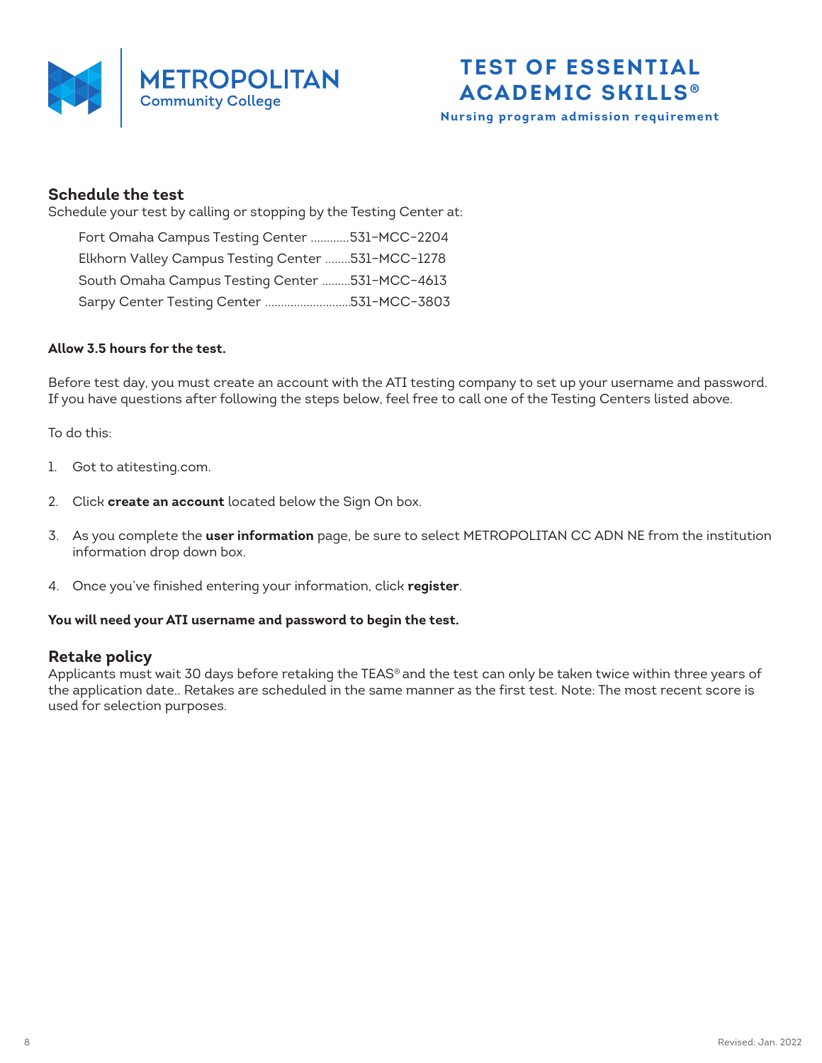**METROPOLITAN** Community College

# TEST OF ESSENTIAL ACADEMIC SKILLS®

**Nursing program admission requirement**

## Schedule the test

Schedule your test by calling or stopping by the Testing Center at:

Fort Omaha Campus Testing Center ............531-MCC-2204
Elkhorn Valley Campus Testing Center ........531-MCC-1278
South Omaha Campus Testing Center .........531-MCC-4613
Sarpy Center Testing Center ..........................531-MCC-3803

**Allow 3.5 hours for the test.**

Before test day, you must create an account with the ATI testing company to set up your username and password. If you have questions after following the steps below, feel free to call one of the Testing Centers listed above.

To do this:

1. Got to atitesting.com.
2. Click **create an account** located below the Sign On box.
3. As you complete the **user information** page, be sure to select METROPOLITAN CC ADN NE from the institution information drop down box.
4. Once you've finished entering your information, click **register**.

**You will need your ATI username and password to begin the test.**

## Retake policy

Applicants must wait 30 days before retaking the TEAS® and the test can only be taken twice within three years of the application date.. Retakes are scheduled in the same manner as the first test. Note: The most recent score is used for selection purposes.

Revised: Jan. 2022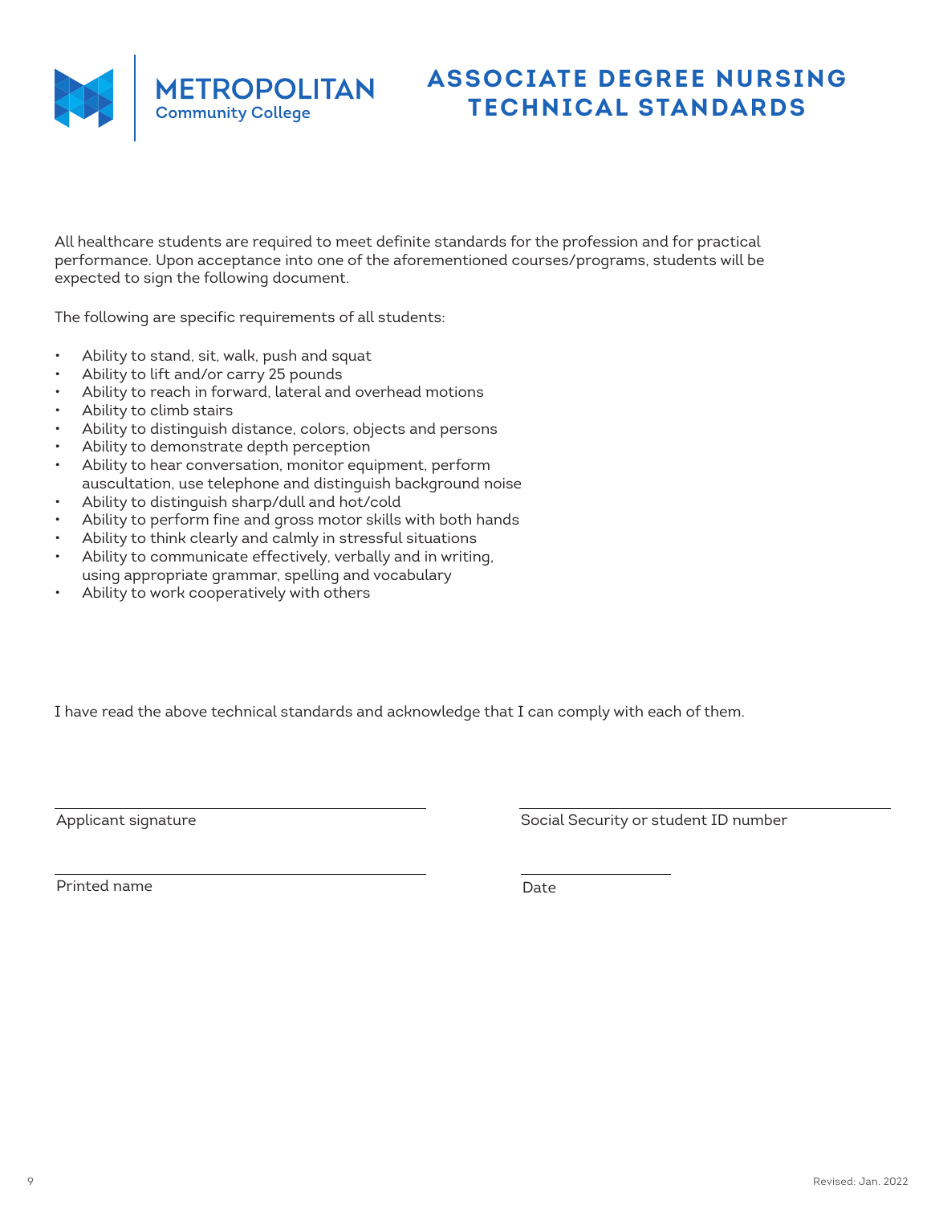METROPOLITAN
Community College

# ASSOCIATE DEGREE NURSING TECHNICAL STANDARDS

All healthcare students are required to meet definite standards for the profession and for practical performance. Upon acceptance into one of the aforementioned courses/programs, students will be expected to sign the following document.

The following are specific requirements of all students:

- Ability to stand, sit, walk, push and squat
- Ability to lift and/or carry 25 pounds
- Ability to reach in forward, lateral and overhead motions
- Ability to climb stairs
- Ability to distinguish distance, colors, objects and persons
- Ability to demonstrate depth perception
- Ability to hear conversation, monitor equipment, perform auscultation, use telephone and distinguish background noise
- Ability to distinguish sharp/dull and hot/cold
- Ability to perform fine and gross motor skills with both hands
- Ability to think clearly and calmly in stressful situations
- Ability to communicate effectively, verbally and in writing, using appropriate grammar, spelling and vocabulary
- Ability to work cooperatively with others

I have read the above technical standards and acknowledge that I can comply with each of them.

______________________________
Applicant signature

______________________________
Social Security or student ID number

______________________________
Printed name

______________
Date

Revised: Jan. 2022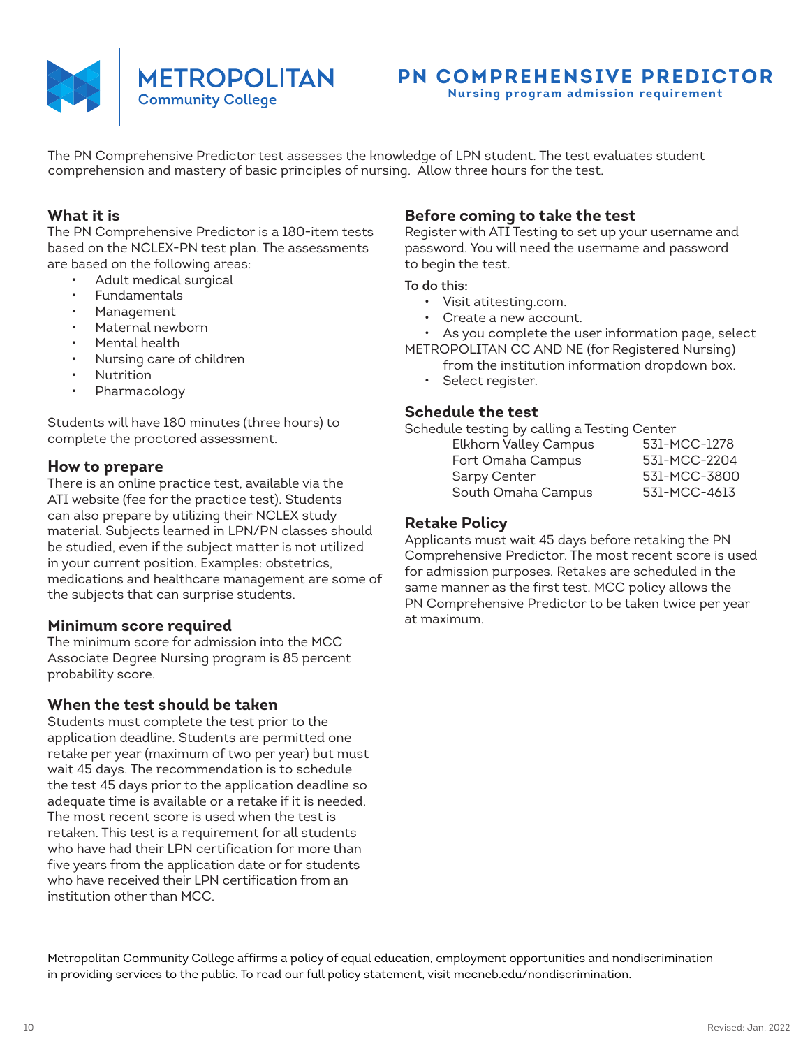# PN COMPREHENSIVE PREDICTOR

**Nursing program admission requirement**

The PN Comprehensive Predictor test assesses the knowledge of LPN student. The test evaluates student comprehension and mastery of basic principles of nursing. Allow three hours for the test.

## What it is

The PN Comprehensive Predictor is a 180-item tests based on the NCLEX-PN test plan. The assessments are based on the following areas:

- Adult medical surgical
- Fundamentals
- Management
- Maternal newborn
- Mental health
- Nursing care of children
- Nutrition
- Pharmacology

Students will have 180 minutes (three hours) to complete the proctored assessment.

## How to prepare

There is an online practice test, available via the ATI website (fee for the practice test). Students can also prepare by utilizing their NCLEX study material. Subjects learned in LPN/PN classes should be studied, even if the subject matter is not utilized in your current position. Examples: obstetrics, medications and healthcare management are some of the subjects that can surprise students.

## Minimum score required

The minimum score for admission into the MCC Associate Degree Nursing program is 85 percent probability score.

## When the test should be taken

Students must complete the test prior to the application deadline. Students are permitted one retake per year (maximum of two per year) but must wait 45 days. The recommendation is to schedule the test 45 days prior to the application deadline so adequate time is available or a retake if it is needed. The most recent score is used when the test is retaken. This test is a requirement for all students who have had their LPN certification for more than five years from the application date or for students who have received their LPN certification from an institution other than MCC.

## Before coming to take the test

Register with ATI Testing to set up your username and password. You will need the username and password to begin the test.

To do this:

- Visit atitesting.com.
- Create a new account.
- As you complete the user information page, select METROPOLITAN CC AND NE (for Registered Nursing) from the institution information dropdown box.
- Select register.

## Schedule the test

Schedule testing by calling a Testing Center

| | |
|---|---|
| Elkhorn Valley Campus | 531-MCC-1278 |
| Fort Omaha Campus | 531-MCC-2204 |
| Sarpy Center | 531-MCC-3800 |
| South Omaha Campus | 531-MCC-4613 |

## Retake Policy

Applicants must wait 45 days before retaking the PN Comprehensive Predictor. The most recent score is used for admission purposes. Retakes are scheduled in the same manner as the first test. MCC policy allows the PN Comprehensive Predictor to be taken twice per year at maximum.

Metropolitan Community College affirms a policy of equal education, employment opportunities and nondiscrimination in providing services to the public. To read our full policy statement, visit mccneb.edu/nondiscrimination.

Revised: Jan. 2022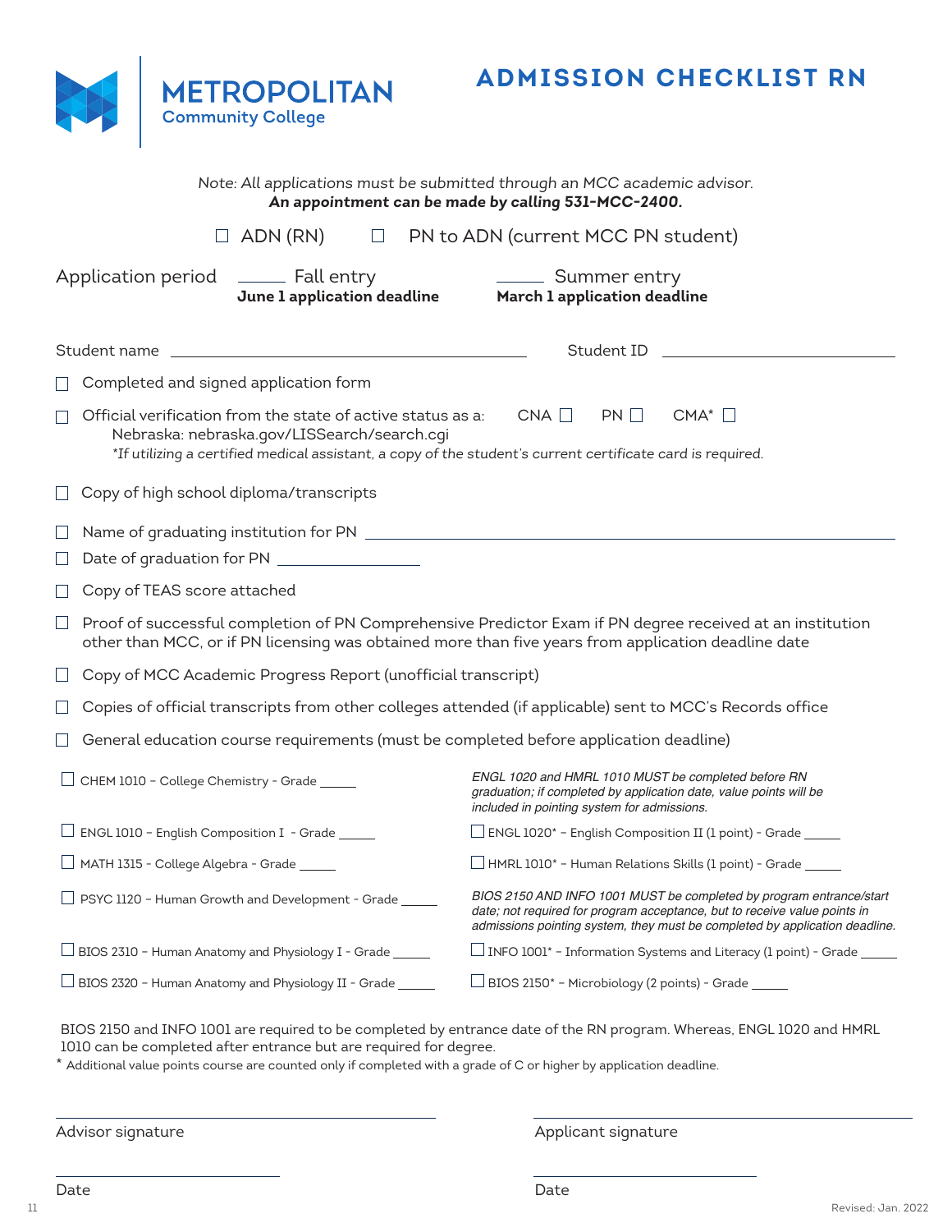**METROPOLITAN**
Community College

# ADMISSION CHECKLIST RN

*Note: All applications must be submitted through an MCC academic advisor.*
***An appointment can be made by calling 531-MCC-2400.***

☐ ADN (RN)  ☐ PN to ADN (current MCC PN student)

Application period ______ Fall entry **June 1 application deadline**  ______ Summer entry **March 1 application deadline**

Student name ______________________________ Student ID ____________________

☐ Completed and signed application form

☐ Official verification from the state of active status as a: CNA ☐ PN ☐ CMA* ☐
Nebraska: nebraska.gov/LISSearch/search.cgi
*\*If utilizing a certified medical assistant, a copy of the student's current certificate card is required.*

☐ Copy of high school diploma/transcripts

☐ Name of graduating institution for PN ______________________________

☐ Date of graduation for PN ______________

☐ Copy of TEAS score attached

☐ Proof of successful completion of PN Comprehensive Predictor Exam if PN degree received at an institution other than MCC, or if PN licensing was obtained more than five years from application deadline date

☐ Copy of MCC Academic Progress Report (unofficial transcript)

☐ Copies of official transcripts from other colleges attended (if applicable) sent to MCC's Records office

☐ General education course requirements (must be completed before application deadline)

☐ CHEM 1010 – College Chemistry - Grade _____

☐ ENGL 1010 – English Composition I - Grade _____

☐ MATH 1315 – College Algebra - Grade _____

☐ PSYC 1120 – Human Growth and Development - Grade _____

☐ BIOS 2310 – Human Anatomy and Physiology I - Grade _____

☐ BIOS 2320 – Human Anatomy and Physiology II - Grade _____

*ENGL 1020 and HMRL 1010 MUST be completed before RN graduation; if completed by application date, value points will be included in pointing system for admissions.*

☐ ENGL 1020* – English Composition II (1 point) - Grade _____

☐ HMRL 1010* – Human Relations Skills (1 point) - Grade _____

*BIOS 2150 AND INFO 1001 MUST be completed by program entrance/start date; not required for program acceptance, but to receive value points in admissions pointing system, they must be completed by application deadline.*

☐ INFO 1001* – Information Systems and Literacy (1 point) - Grade _____

☐ BIOS 2150* – Microbiology (2 points) - Grade _____

BIOS 2150 and INFO 1001 are required to be completed by entrance date of the RN program. Whereas, ENGL 1020 and HMRL 1010 can be completed after entrance but are required for degree.

\* Additional value points course are counted only if completed with a grade of C or higher by application deadline.

______________________________ Advisor signature

______________________________ Applicant signature

______________ Date

______________ Date

Revised: Jan. 2022